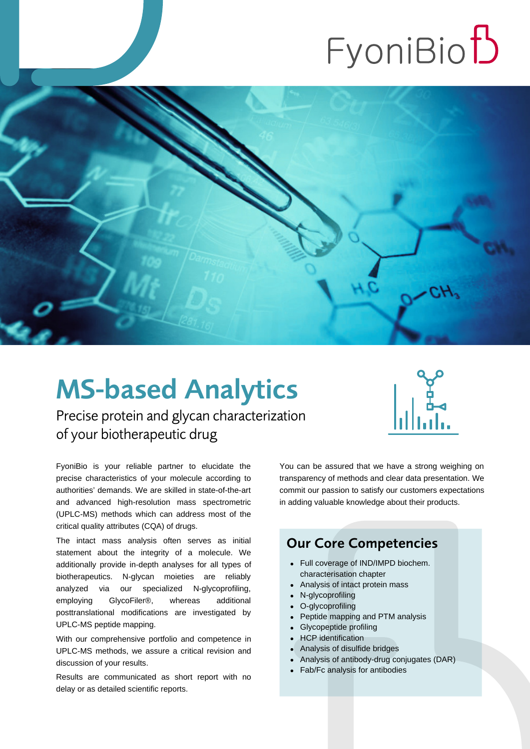# MS-based Analytics

Precise protein and glycan characterization of your biotherapeutic drug

FyoniBio is your reliable partner to elucidate the precise characteristics of your molecule according to authorities' demands. We are skilled in state-of-the-art and advanced high-resolution mass spectrometric (UPLC-MS) methods which can address most of the critical quality attributes (CQA) of drugs.

The intact mass analysis often serves as initial statement about the integrity of a molecule. We additionally provide in-depth analyses for all types of biotherapeutics. N-glycan moieties are reliably analyzed via our specialized N-glycoprofiling, employing GlycoFiler®, whereas additional posttranslational modifications are investigated by UPLC-MS peptide mapping.

With our comprehensive portfolio and competence in UPLC-MS methods, we assure a critical revision and discussion of your results.

Results are communicated as short report with no delay or as detailed scientific reports.

You can be assured that we have a strong weighing on transparency of methods and clear data presentation. We commit our passion to satisfy our customers expectations in adding valuable knowledge about their products.

## Our Core Competencies

- Full coverage of IND/IMPD biochem. characterisation chapter
- Analysis of intact protein mass
- N-glycoprofiling
- O-glycoprofiling
- Peptide mapping and PTM analysis
- Glycopeptide profiling
- HCP identification
- Analysis of disulfide bridges
- Analysis of antibody-drug conjugates (DAR)
- Fab/Fc analysis for antibodies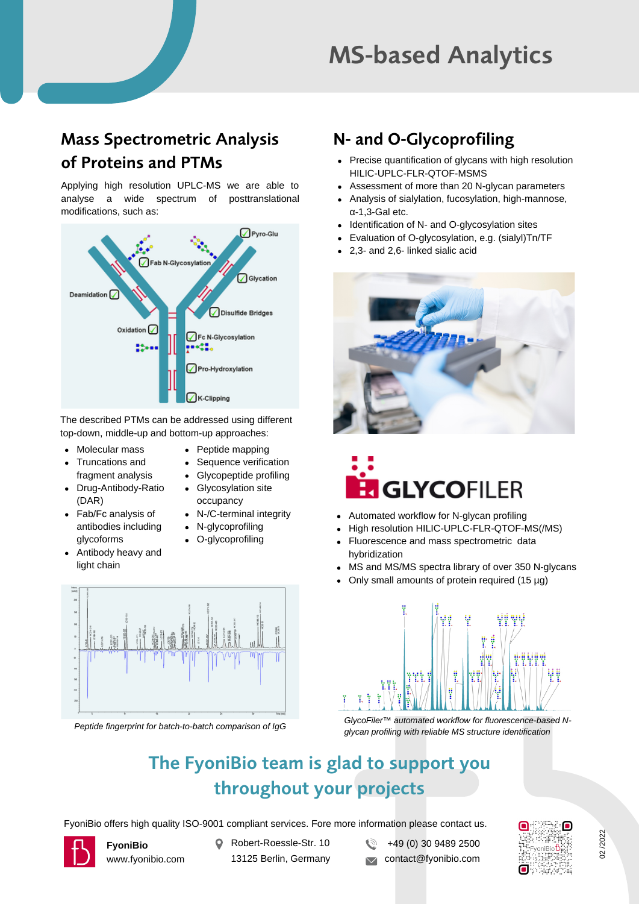# MS-based Analytics

## Mass Spectrometric Analysis of Proteins and PTMs

Applying high resolution UPLC-MS we are able to analyse a wide spectrum of posttranslational modifications, such as:

Pyro-Glu
Fab N-Glycosylation
Glycation
Deamidation
Disulfide Bridges
Oxidation
Fc N-Glycosylation
Pro-Hydroxylation
K-Clipping

The described PTMs can be addressed using different top-down, middle-up and bottom-up approaches:

- Molecular mass
- Truncations and fragment analysis
- Drug-Antibody-Ratio (DAR)
- Fab/Fc analysis of antibodies including glycoforms
- Antibody heavy and light chain
- Peptide mapping
- Sequence verification
- Glycopeptide profiling
- Glycosylation site occupancy
- N-/C-terminal integrity
- N-glycoprofiling
- O-glycoprofiling

*Peptide fingerprint for batch-to-batch comparison of IgG*

## N- and O-Glycoprofiling

- Precise quantification of glycans with high resolution HILIC-UPLC-FLR-QTOF-MSMS
- Assessment of more than 20 N-glycan parameters
- Analysis of sialylation, fucosylation, high-mannose, α-1,3-Gal etc.
- Identification of N- and O-glycosylation sites
- Evaluation of O-glycosylation, e.g. (sialyl)Tn/TF
- 2,3- and 2,6- linked sialic acid

GLYCOFILER

- Automated workflow for N-glycan profiling
- High resolution HILIC-UPLC-FLR-QTOF-MS(/MS)
- Fluorescence and mass spectrometric data hybridization
- MS and MS/MS spectra library of over 350 N-glycans
- Only small amounts of protein required (15 µg)

*GlycoFiler™ automated workflow for fluorescence-based N-glycan profiling with reliable MS structure identification*

## The FyoniBio team is glad to support you throughout your projects

FyoniBio offers high quality ISO-9001 compliant services. Fore more information please contact us.

**FyoniBio**
www.fyonibio.com

Robert-Roessle-Str. 10
13125 Berlin, Germany

+49 (0) 30 9489 2500
contact@fyonibio.com

02/2022